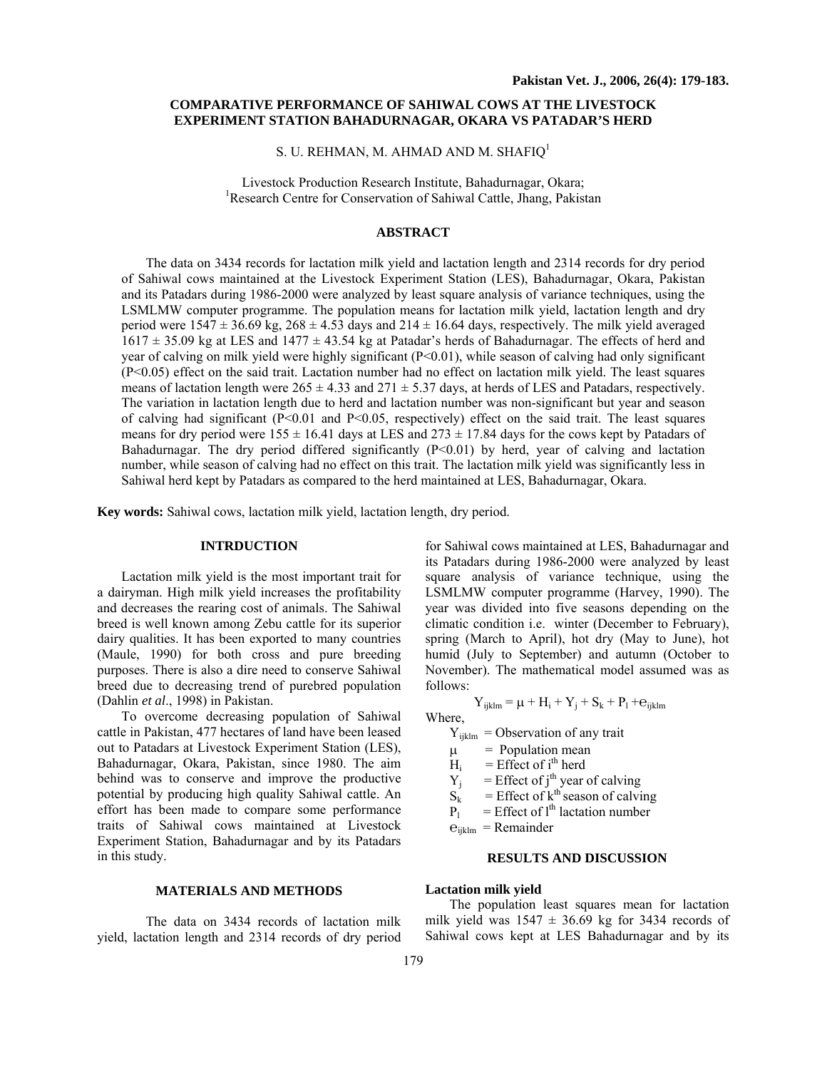# COMPARATIVE PERFORMANCE OF SAHIWAL COWS AT THE LIVESTOCK EXPERIMENT STATION BAHADURNAGAR, OKARA VS PATADAR'S HERD

S. U. REHMAN, M. AHMAD AND M. SHAFIQ[1]

Livestock Production Research Institute, Bahadurnagar, Okara;
[1]Research Centre for Conservation of Sahiwal Cattle, Jhang, Pakistan

## ABSTRACT

The data on 3434 records for lactation milk yield and lactation length and 2314 records for dry period of Sahiwal cows maintained at the Livestock Experiment Station (LES), Bahadurnagar, Okara, Pakistan and its Patadars during 1986-2000 were analyzed by least square analysis of variance techniques, using the LSMLMW computer programme. The population means for lactation milk yield, lactation length and dry period were 1547 ± 36.69 kg, 268 ± 4.53 days and 214 ± 16.64 days, respectively. The milk yield averaged 1617 ± 35.09 kg at LES and 1477 ± 43.54 kg at Patadar's herds of Bahadurnagar. The effects of herd and year of calving on milk yield were highly significant ($P<0.01$), while season of calving had only significant ($P<0.05$) effect on the said trait. Lactation number had no effect on lactation milk yield. The least squares means of lactation length were 265 ± 4.33 and 271 ± 5.37 days, at herds of LES and Patadars, respectively. The variation in lactation length due to herd and lactation number was non-significant but year and season of calving had significant ($P<0.01$ and $P<0.05$, respectively) effect on the said trait. The least squares means for dry period were 155 ± 16.41 days at LES and 273 ± 17.84 days for the cows kept by Patadars of Bahadurnagar. The dry period differed significantly ($P<0.01$) by herd, year of calving and lactation number, while season of calving had no effect on this trait. The lactation milk yield was significantly less in Sahiwal herd kept by Patadars as compared to the herd maintained at LES, Bahadurnagar, Okara.

**Key words:** Sahiwal cows, lactation milk yield, lactation length, dry period.

## INTRDUCTION

Lactation milk yield is the most important trait for a dairyman. High milk yield increases the profitability and decreases the rearing cost of animals. The Sahiwal breed is well known among Zebu cattle for its superior dairy qualities. It has been exported to many countries (Maule, 1990) for both cross and pure breeding purposes. There is also a dire need to conserve Sahiwal breed due to decreasing trend of purebred population (Dahlin *et al*., 1998) in Pakistan.

To overcome decreasing population of Sahiwal cattle in Pakistan, 477 hectares of land have been leased out to Patadars at Livestock Experiment Station (LES), Bahadurnagar, Okara, Pakistan, since 1980. The aim behind was to conserve and improve the productive potential by producing high quality Sahiwal cattle. An effort has been made to compare some performance traits of Sahiwal cows maintained at Livestock Experiment Station, Bahadurnagar and by its Patadars in this study.

## MATERIALS AND METHODS

The data on 3434 records of lactation milk yield, lactation length and 2314 records of dry period for Sahiwal cows maintained at LES, Bahadurnagar and its Patadars during 1986-2000 were analyzed by least square analysis of variance technique, using the LSMLMW computer programme (Harvey, 1990). The year was divided into five seasons depending on the climatic condition i.e. winter (December to February), spring (March to April), hot dry (May to June), hot humid (July to September) and autumn (October to November). The mathematical model assumed was as follows:

$$Y_{ijklm} = \mu + H_i + Y_j + S_k + P_l + e_{ijklm}$$

Where,

- $Y_{ijklm}$ = Observation of any trait
- $\mu$ = Population mean
- $H_i$ = Effect of $i^{th}$ herd
- $Y_j$ = Effect of $j^{th}$ year of calving
- $S_k$ = Effect of $k^{th}$ season of calving
- $P_l$ = Effect of $l^{th}$ lactation number
- $e_{ijklm}$ = Remainder

## RESULTS AND DISCUSSION

### Lactation milk yield

The population least squares mean for lactation milk yield was 1547 ± 36.69 kg for 3434 records of Sahiwal cows kept at LES Bahadurnagar and by its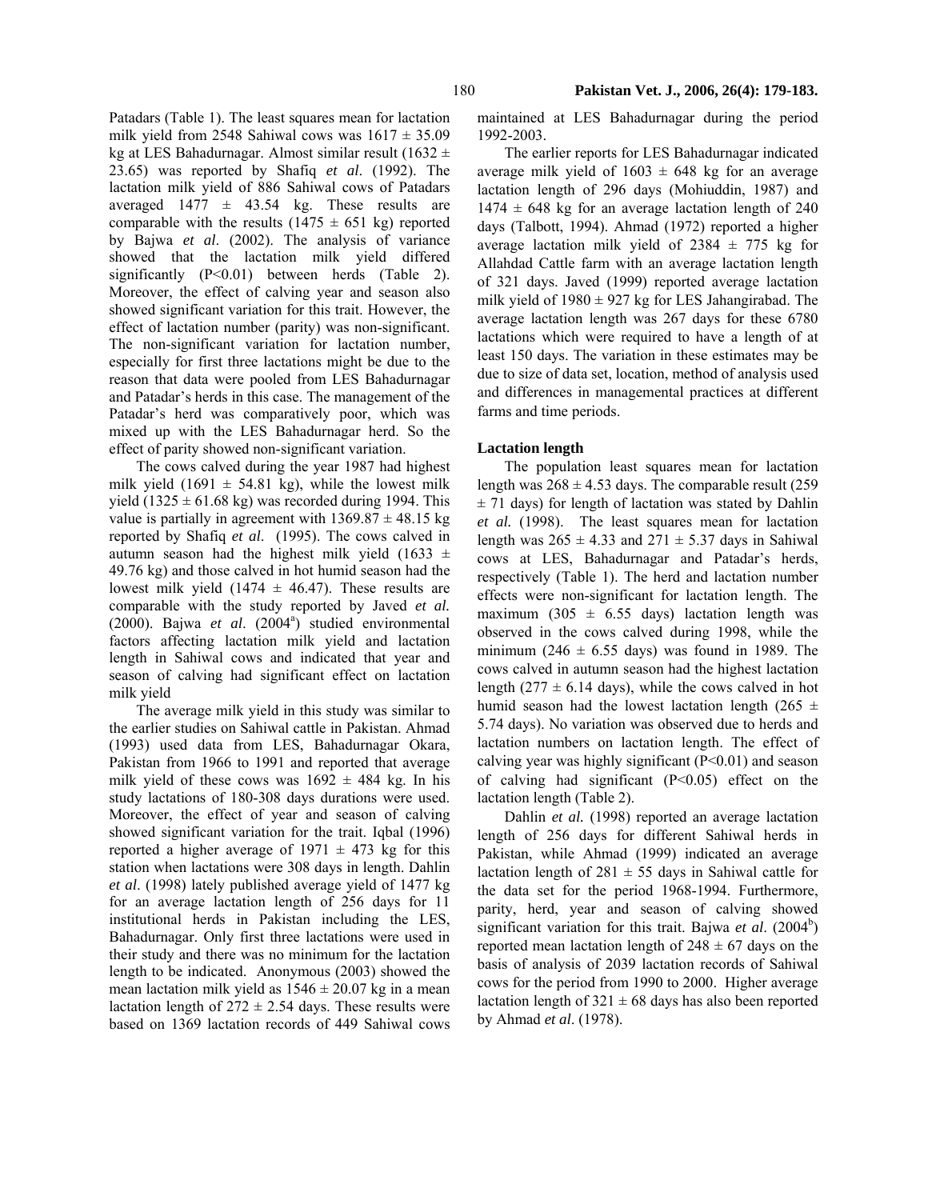Patadars (Table 1). The least squares mean for lactation milk yield from 2548 Sahiwal cows was 1617 ± 35.09 kg at LES Bahadurnagar. Almost similar result (1632 ± 23.65) was reported by Shafiq *et al*. (1992). The lactation milk yield of 886 Sahiwal cows of Patadars averaged 1477 ± 43.54 kg. These results are comparable with the results (1475 ± 651 kg) reported by Bajwa *et al*. (2002). The analysis of variance showed that the lactation milk yield differed significantly (P<0.01) between herds (Table 2). Moreover, the effect of calving year and season also showed significant variation for this trait. However, the effect of lactation number (parity) was non-significant. The non-significant variation for lactation number, especially for first three lactations might be due to the reason that data were pooled from LES Bahadurnagar and Patadar's herds in this case. The management of the Patadar's herd was comparatively poor, which was mixed up with the LES Bahadurnagar herd. So the effect of parity showed non-significant variation.

The cows calved during the year 1987 had highest milk yield (1691 ± 54.81 kg), while the lowest milk yield (1325 ± 61.68 kg) was recorded during 1994. This value is partially in agreement with 1369.87 ± 48.15 kg reported by Shafiq *et al*. (1995). The cows calved in autumn season had the highest milk yield (1633 ± 49.76 kg) and those calved in hot humid season had the lowest milk yield (1474 ± 46.47). These results are comparable with the study reported by Javed *et al.* (2000). Bajwa *et al*. (2004[a]) studied environmental factors affecting lactation milk yield and lactation length in Sahiwal cows and indicated that year and season of calving had significant effect on lactation milk yield

The average milk yield in this study was similar to the earlier studies on Sahiwal cattle in Pakistan. Ahmad (1993) used data from LES, Bahadurnagar Okara, Pakistan from 1966 to 1991 and reported that average milk yield of these cows was 1692 ± 484 kg. In his study lactations of 180-308 days durations were used. Moreover, the effect of year and season of calving showed significant variation for the trait. Iqbal (1996) reported a higher average of 1971 ± 473 kg for this station when lactations were 308 days in length. Dahlin *et al*. (1998) lately published average yield of 1477 kg for an average lactation length of 256 days for 11 institutional herds in Pakistan including the LES, Bahadurnagar. Only first three lactations were used in their study and there was no minimum for the lactation length to be indicated. Anonymous (2003) showed the mean lactation milk yield as 1546 ± 20.07 kg in a mean lactation length of 272 ± 2.54 days. These results were based on 1369 lactation records of 449 Sahiwal cows maintained at LES Bahadurnagar during the period 1992-2003.

The earlier reports for LES Bahadurnagar indicated average milk yield of 1603 ± 648 kg for an average lactation length of 296 days (Mohiuddin, 1987) and 1474 ± 648 kg for an average lactation length of 240 days (Talbott, 1994). Ahmad (1972) reported a higher average lactation milk yield of 2384 ± 775 kg for Allahdad Cattle farm with an average lactation length of 321 days. Javed (1999) reported average lactation milk yield of 1980 ± 927 kg for LES Jahangirabad. The average lactation length was 267 days for these 6780 lactations which were required to have a length of at least 150 days. The variation in these estimates may be due to size of data set, location, method of analysis used and differences in managemental practices at different farms and time periods.

### Lactation length

The population least squares mean for lactation length was 268 ± 4.53 days. The comparable result (259 ± 71 days) for length of lactation was stated by Dahlin *et al.* (1998). The least squares mean for lactation length was 265 ± 4.33 and 271 ± 5.37 days in Sahiwal cows at LES, Bahadurnagar and Patadar's herds, respectively (Table 1). The herd and lactation number effects were non-significant for lactation length. The maximum (305 ± 6.55 days) lactation length was observed in the cows calved during 1998, while the minimum (246 ± 6.55 days) was found in 1989. The cows calved in autumn season had the highest lactation length (277 ± 6.14 days), while the cows calved in hot humid season had the lowest lactation length (265 ± 5.74 days). No variation was observed due to herds and lactation numbers on lactation length. The effect of calving year was highly significant (P<0.01) and season of calving had significant (P<0.05) effect on the lactation length (Table 2).

Dahlin *et al.* (1998) reported an average lactation length of 256 days for different Sahiwal herds in Pakistan, while Ahmad (1999) indicated an average lactation length of 281 ± 55 days in Sahiwal cattle for the data set for the period 1968-1994. Furthermore, parity, herd, year and season of calving showed significant variation for this trait. Bajwa *et al*. (2004[b]) reported mean lactation length of 248 ± 67 days on the basis of analysis of 2039 lactation records of Sahiwal cows for the period from 1990 to 2000. Higher average lactation length of 321 ± 68 days has also been reported by Ahmad *et al*. (1978).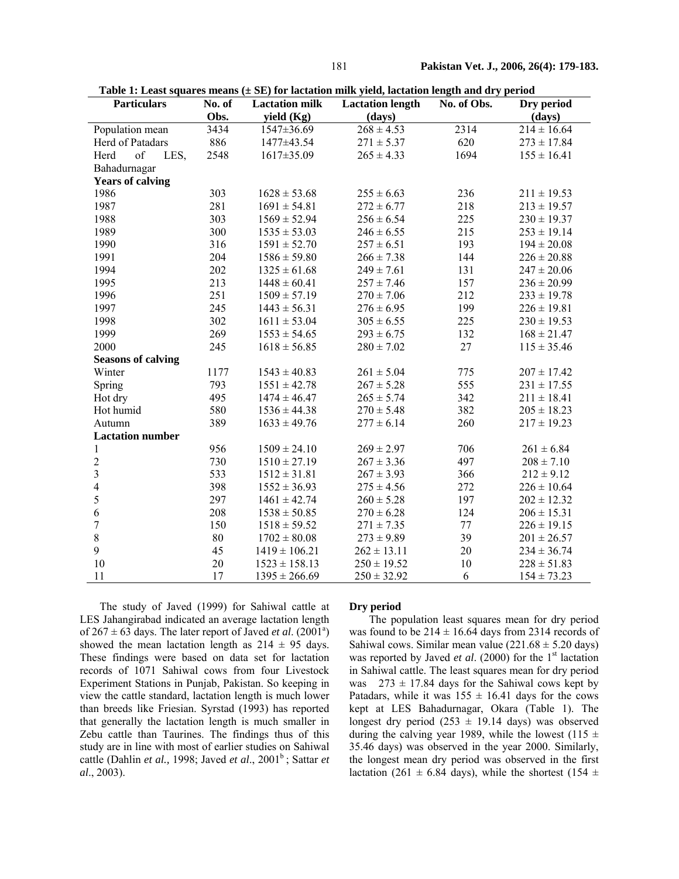**Table 1: Least squares means (± SE) for lactation milk yield, lactation length and dry period**

| Particulars | No. of Obs. | Lactation milk yield (Kg) | Lactation length (days) | No. of Obs. | Dry period (days) |
|---|---|---|---|---|---|
| Population mean | 3434 | 1547±36.69 | 268 ± 4.53 | 2314 | 214 ± 16.64 |
| Herd of Patadars | 886 | 1477±43.54 | 271 ± 5.37 | 620 | 273 ± 17.84 |
| Herd of LES, Bahadurnagar | 2548 | 1617±35.09 | 265 ± 4.33 | 1694 | 155 ± 16.41 |
| **Years of calving** | | | | | |
| 1986 | 303 | 1628 ± 53.68 | 255 ± 6.63 | 236 | 211 ± 19.53 |
| 1987 | 281 | 1691 ± 54.81 | 272 ± 6.77 | 218 | 213 ± 19.57 |
| 1988 | 303 | 1569 ± 52.94 | 256 ± 6.54 | 225 | 230 ± 19.37 |
| 1989 | 300 | 1535 ± 53.03 | 246 ± 6.55 | 215 | 253 ± 19.14 |
| 1990 | 316 | 1591 ± 52.70 | 257 ± 6.51 | 193 | 194 ± 20.08 |
| 1991 | 204 | 1586 ± 59.80 | 266 ± 7.38 | 144 | 226 ± 20.88 |
| 1994 | 202 | 1325 ± 61.68 | 249 ± 7.61 | 131 | 247 ± 20.06 |
| 1995 | 213 | 1448 ± 60.41 | 257 ± 7.46 | 157 | 236 ± 20.99 |
| 1996 | 251 | 1509 ± 57.19 | 270 ± 7.06 | 212 | 233 ± 19.78 |
| 1997 | 245 | 1443 ± 56.31 | 276 ± 6.95 | 199 | 226 ± 19.81 |
| 1998 | 302 | 1611 ± 53.04 | 305 ± 6.55 | 225 | 230 ± 19.53 |
| 1999 | 269 | 1553 ± 54.65 | 293 ± 6.75 | 132 | 168 ± 21.47 |
| 2000 | 245 | 1618 ± 56.85 | 280 ± 7.02 | 27 | 115 ± 35.46 |
| **Seasons of calving** | | | | | |
| Winter | 1177 | 1543 ± 40.83 | 261 ± 5.04 | 775 | 207 ± 17.42 |
| Spring | 793 | 1551 ± 42.78 | 267 ± 5.28 | 555 | 231 ± 17.55 |
| Hot dry | 495 | 1474 ± 46.47 | 265 ± 5.74 | 342 | 211 ± 18.41 |
| Hot humid | 580 | 1536 ± 44.38 | 270 ± 5.48 | 382 | 205 ± 18.23 |
| Autumn | 389 | 1633 ± 49.76 | 277 ± 6.14 | 260 | 217 ± 19.23 |
| **Lactation number** | | | | | |
| 1 | 956 | 1509 ± 24.10 | 269 ± 2.97 | 706 | 261 ± 6.84 |
| 2 | 730 | 1510 ± 27.19 | 267 ± 3.36 | 497 | 208 ± 7.10 |
| 3 | 533 | 1512 ± 31.81 | 267 ± 3.93 | 366 | 212 ± 9.12 |
| 4 | 398 | 1552 ± 36.93 | 275 ± 4.56 | 272 | 226 ± 10.64 |
| 5 | 297 | 1461 ± 42.74 | 260 ± 5.28 | 197 | 202 ± 12.32 |
| 6 | 208 | 1538 ± 50.85 | 270 ± 6.28 | 124 | 206 ± 15.31 |
| 7 | 150 | 1518 ± 59.52 | 271 ± 7.35 | 77 | 226 ± 19.15 |
| 8 | 80 | 1702 ± 80.08 | 273 ± 9.89 | 39 | 201 ± 26.57 |
| 9 | 45 | 1419 ± 106.21 | 262 ± 13.11 | 20 | 234 ± 36.74 |
| 10 | 20 | 1523 ± 158.13 | 250 ± 19.52 | 10 | 228 ± 51.83 |
| 11 | 17 | 1395 ± 266.69 | 250 ± 32.92 | 6 | 154 ± 73.23 |

The study of Javed (1999) for Sahiwal cattle at LES Jahangirabad indicated an average lactation length of 267 ± 63 days. The later report of Javed *et al*. (2001[a]) showed the mean lactation length as 214 ± 95 days. These findings were based on data set for lactation records of 1071 Sahiwal cows from four Livestock Experiment Stations in Punjab, Pakistan. So keeping in view the cattle standard, lactation length is much lower than breeds like Friesian. Syrstad (1993) has reported that generally the lactation length is much smaller in Zebu cattle than Taurines. The findings thus of this study are in line with most of earlier studies on Sahiwal cattle (Dahlin *et al.,* 1998; Javed *et al*., 2001[b]; Sattar *et al*., 2003).

**Dry period**

The population least squares mean for dry period was found to be 214 ± 16.64 days from 2314 records of Sahiwal cows. Similar mean value (221.68 ± 5.20 days) was reported by Javed *et al*. (2000) for the 1[st] lactation in Sahiwal cattle. The least squares mean for dry period was 273 ± 17.84 days for the Sahiwal cows kept by Patadars, while it was 155 ± 16.41 days for the cows kept at LES Bahadurnagar, Okara (Table 1). The longest dry period (253 ± 19.14 days) was observed during the calving year 1989, while the lowest (115 ± 35.46 days) was observed in the year 2000. Similarly, the longest mean dry period was observed in the first lactation (261 ± 6.84 days), while the shortest (154 ±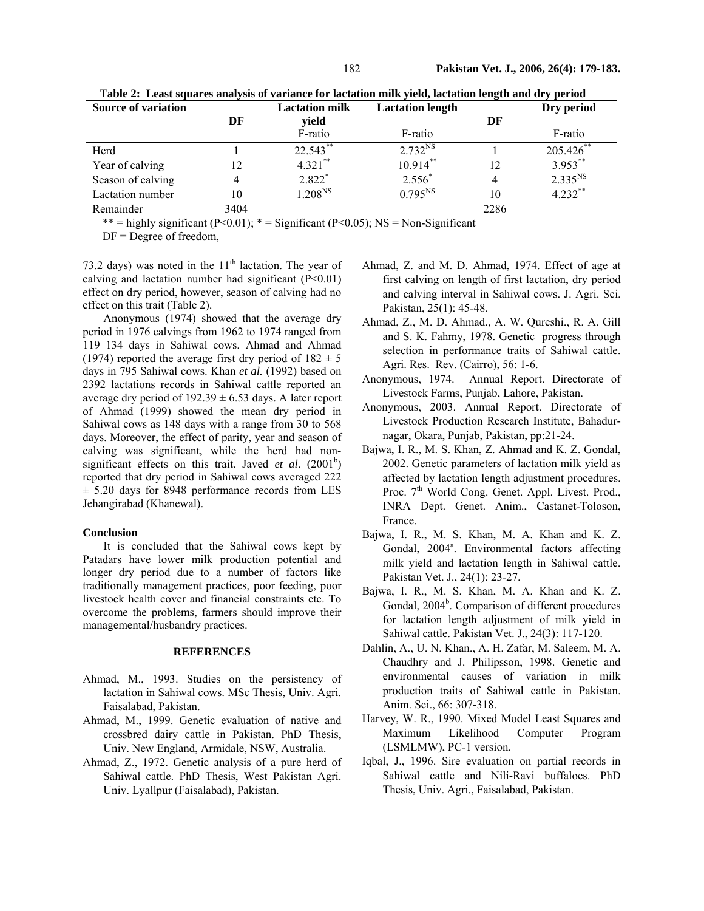**Table 2: Least squares analysis of variance for lactation milk yield, lactation length and dry period**

| Source of variation | DF | Lactation milk yield | Lactation length | DF | Dry period |
|---|---|---|---|---|---|
| | | F-ratio | F-ratio | | F-ratio |
| Herd | 1 | 22.543** | 2.732NS | 1 | 205.426** |
| Year of calving | 12 | 4.321** | 10.914** | 12 | 3.953** |
| Season of calving | 4 | 2.822* | 2.556* | 4 | 2.335NS |
| Lactation number | 10 | 1.208NS | 0.795NS | 10 | 4.232** |
| Remainder | 3404 | | | 2286 | |

** = highly significant (P<0.01); * = Significant (P<0.05); NS = Non-Significant

DF = Degree of freedom,

73.2 days) was noted in the 11th lactation. The year of calving and lactation number had significant (P<0.01) effect on dry period, however, season of calving had no effect on this trait (Table 2).

Anonymous (1974) showed that the average dry period in 1976 calvings from 1962 to 1974 ranged from 119–134 days in Sahiwal cows. Ahmad and Ahmad (1974) reported the average first dry period of $182 \pm 5$ days in 795 Sahiwal cows. Khan *et al.* (1992) based on 2392 lactations records in Sahiwal cattle reported an average dry period of $192.39 \pm 6.53$ days. A later report of Ahmad (1999) showed the mean dry period in Sahiwal cows as 148 days with a range from 30 to 568 days. Moreover, the effect of parity, year and season of calving was significant, while the herd had non-significant effects on this trait. Javed *et al*. (2001[b]) reported that dry period in Sahiwal cows averaged $222 \pm 5.20$ days for 8948 performance records from LES Jehangirabad (Khanewal).

### Conclusion

It is concluded that the Sahiwal cows kept by Patadars have lower milk production potential and longer dry period due to a number of factors like traditionally management practices, poor feeding, poor livestock health cover and financial constraints etc. To overcome the problems, farmers should improve their managemental/husbandry practices.

## REFERENCES

- Ahmad, M., 1993. Studies on the persistency of lactation in Sahiwal cows. MSc Thesis, Univ. Agri. Faisalabad, Pakistan.
- Ahmad, M., 1999. Genetic evaluation of native and crossbred dairy cattle in Pakistan. PhD Thesis, Univ. New England, Armidale, NSW, Australia.
- Ahmad, Z., 1972. Genetic analysis of a pure herd of Sahiwal cattle. PhD Thesis, West Pakistan Agri. Univ. Lyallpur (Faisalabad), Pakistan.
- Ahmad, Z. and M. D. Ahmad, 1974. Effect of age at first calving on length of first lactation, dry period and calving interval in Sahiwal cows. J. Agri. Sci. Pakistan, 25(1): 45-48.
- Ahmad, Z., M. D. Ahmad., A. W. Qureshi., R. A. Gill and S. K. Fahmy, 1978. Genetic progress through selection in performance traits of Sahiwal cattle. Agri. Res. Rev. (Cairro), 56: 1-6.
- Anonymous, 1974. Annual Report. Directorate of Livestock Farms, Punjab, Lahore, Pakistan.
- Anonymous, 2003. Annual Report. Directorate of Livestock Production Research Institute, Bahadurnagar, Okara, Punjab, Pakistan, pp:21-24.
- Bajwa, I. R., M. S. Khan, Z. Ahmad and K. Z. Gondal, 2002. Genetic parameters of lactation milk yield as affected by lactation length adjustment procedures. Proc. 7th World Cong. Genet. Appl. Livest. Prod., INRA Dept. Genet. Anim., Castanet-Toloson, France.
- Bajwa, I. R., M. S. Khan, M. A. Khan and K. Z. Gondal, 2004[a]. Environmental factors affecting milk yield and lactation length in Sahiwal cattle. Pakistan Vet. J., 24(1): 23-27.
- Bajwa, I. R., M. S. Khan, M. A. Khan and K. Z. Gondal, 2004[b]. Comparison of different procedures for lactation length adjustment of milk yield in Sahiwal cattle. Pakistan Vet. J., 24(3): 117-120.
- Dahlin, A., U. N. Khan., A. H. Zafar, M. Saleem, M. A. Chaudhry and J. Philipsson, 1998. Genetic and environmental causes of variation in milk production traits of Sahiwal cattle in Pakistan. Anim. Sci., 66: 307-318.
- Harvey, W. R., 1990. Mixed Model Least Squares and Maximum Likelihood Computer Program (LSMLMW), PC-1 version.
- Iqbal, J., 1996. Sire evaluation on partial records in Sahiwal cattle and Nili-Ravi buffaloes. PhD Thesis, Univ. Agri., Faisalabad, Pakistan.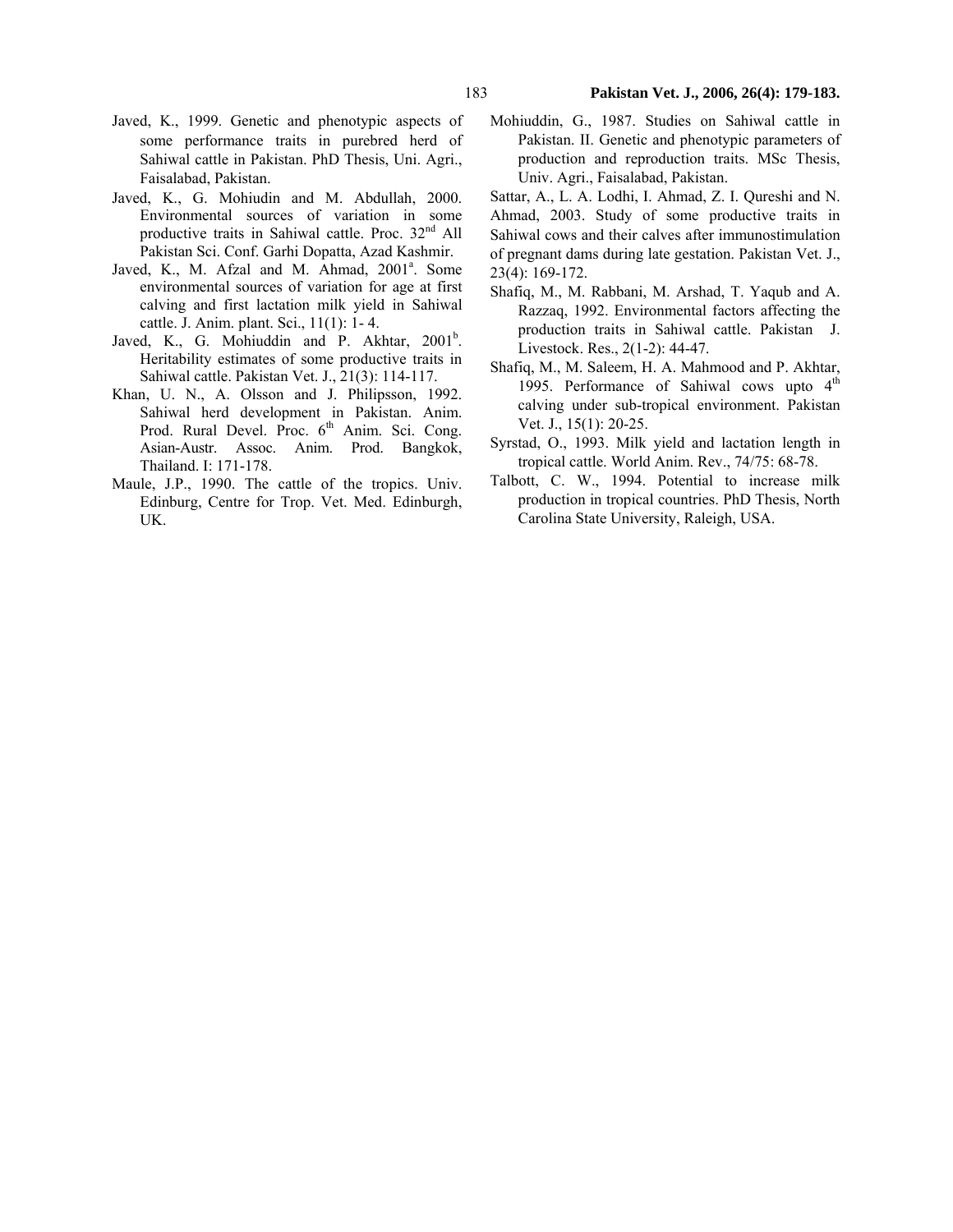Javed, K., 1999. Genetic and phenotypic aspects of some performance traits in purebred herd of Sahiwal cattle in Pakistan. PhD Thesis, Uni. Agri., Faisalabad, Pakistan.

Javed, K., G. Mohiudin and M. Abdullah, 2000. Environmental sources of variation in some productive traits in Sahiwal cattle. Proc. 32nd All Pakistan Sci. Conf. Garhi Dopatta, Azad Kashmir.

Javed, K., M. Afzal and M. Ahmad, 2001[a]. Some environmental sources of variation for age at first calving and first lactation milk yield in Sahiwal cattle. J. Anim. plant. Sci., 11(1): 1- 4.

Javed, K., G. Mohiuddin and P. Akhtar, 2001[b]. Heritability estimates of some productive traits in Sahiwal cattle. Pakistan Vet. J., 21(3): 114-117.

Khan, U. N., A. Olsson and J. Philipsson, 1992. Sahiwal herd development in Pakistan. Anim. Prod. Rural Devel. Proc. 6th Anim. Sci. Cong. Asian-Austr. Assoc. Anim. Prod. Bangkok, Thailand. I: 171-178.

Maule, J.P., 1990. The cattle of the tropics. Univ. Edinburg, Centre for Trop. Vet. Med. Edinburgh, UK.

Mohiuddin, G., 1987. Studies on Sahiwal cattle in Pakistan. II. Genetic and phenotypic parameters of production and reproduction traits. MSc Thesis, Univ. Agri., Faisalabad, Pakistan.

Sattar, A., L. A. Lodhi, I. Ahmad, Z. I. Qureshi and N. Ahmad, 2003. Study of some productive traits in Sahiwal cows and their calves after immunostimulation of pregnant dams during late gestation. Pakistan Vet. J., 23(4): 169-172.

Shafiq, M., M. Rabbani, M. Arshad, T. Yaqub and A. Razzaq, 1992. Environmental factors affecting the production traits in Sahiwal cattle. Pakistan J. Livestock. Res., 2(1-2): 44-47.

Shafiq, M., M. Saleem, H. A. Mahmood and P. Akhtar, 1995. Performance of Sahiwal cows upto 4th calving under sub-tropical environment. Pakistan Vet. J., 15(1): 20-25.

Syrstad, O., 1993. Milk yield and lactation length in tropical cattle. World Anim. Rev., 74/75: 68-78.

Talbott, C. W., 1994. Potential to increase milk production in tropical countries. PhD Thesis, North Carolina State University, Raleigh, USA.